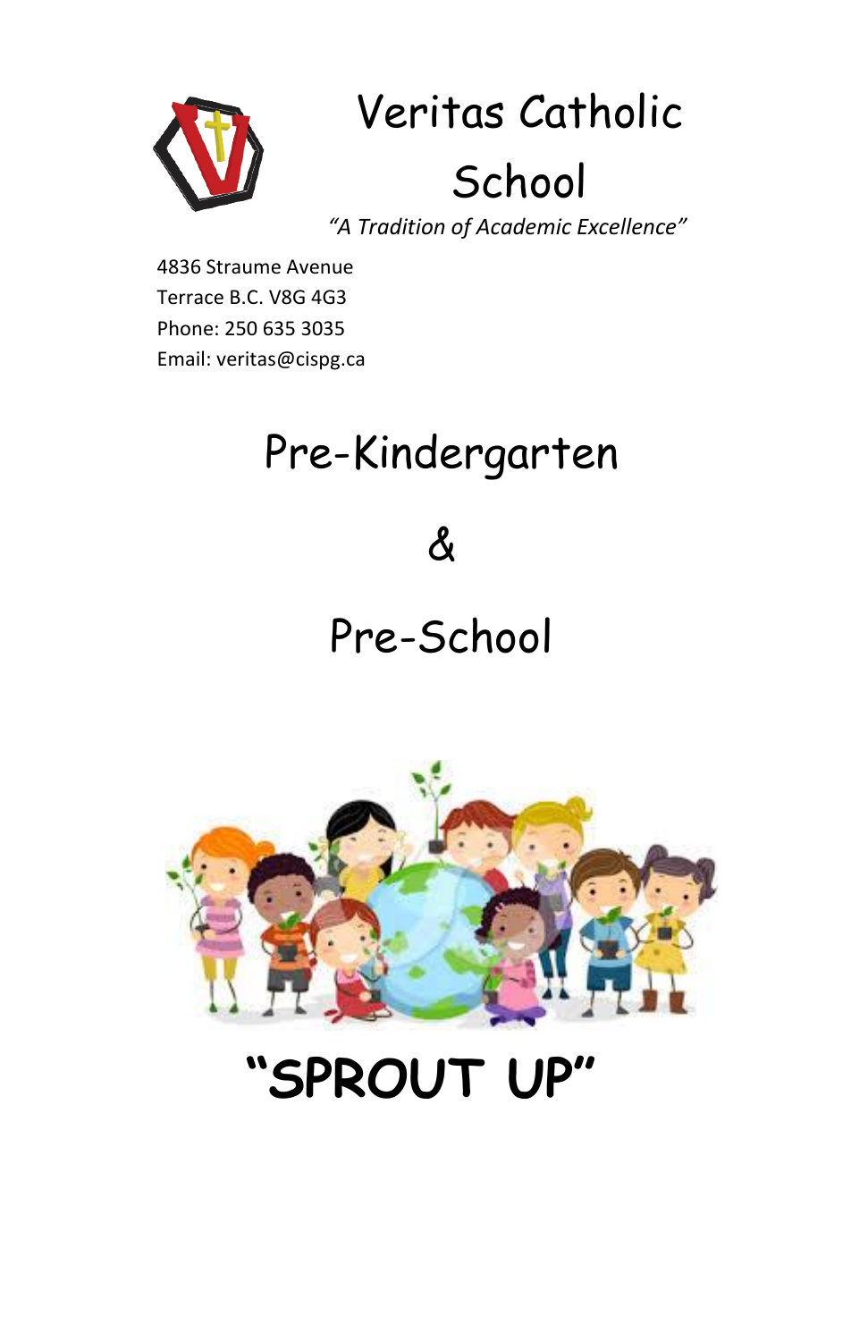# Veritas Catholic School

*"A Tradition of Academic Excellence"*

4836 Straume Avenue
Terrace B.C. V8G 4G3
Phone: 250 635 3035
Email: veritas@cispg.ca

# Pre-Kindergarten

# &

# Pre-School

# **"SPROUT UP"**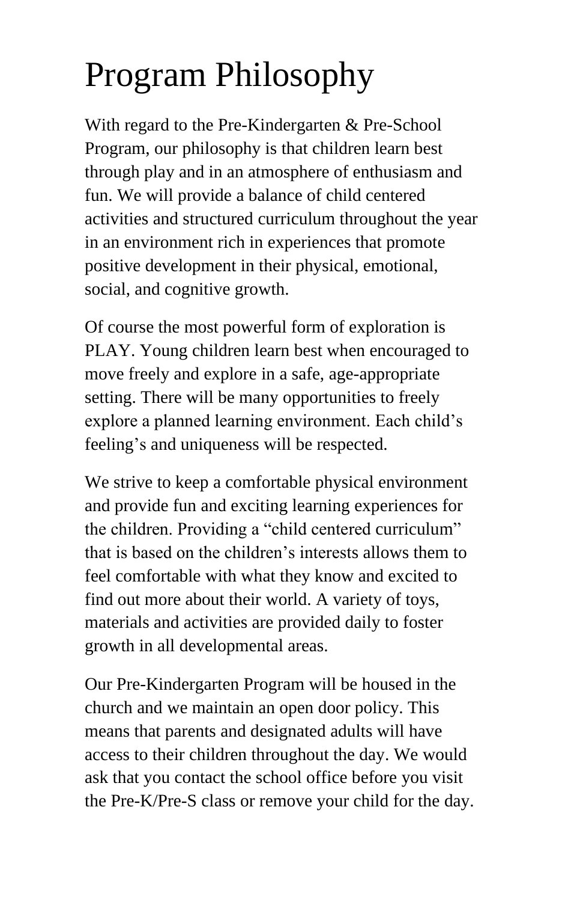# Program Philosophy

With regard to the Pre-Kindergarten & Pre-School Program, our philosophy is that children learn best through play and in an atmosphere of enthusiasm and fun. We will provide a balance of child centered activities and structured curriculum throughout the year in an environment rich in experiences that promote positive development in their physical, emotional, social, and cognitive growth.

Of course the most powerful form of exploration is PLAY. Young children learn best when encouraged to move freely and explore in a safe, age-appropriate setting. There will be many opportunities to freely explore a planned learning environment. Each child's feeling's and uniqueness will be respected.

We strive to keep a comfortable physical environment and provide fun and exciting learning experiences for the children. Providing a "child centered curriculum" that is based on the children's interests allows them to feel comfortable with what they know and excited to find out more about their world. A variety of toys, materials and activities are provided daily to foster growth in all developmental areas.

Our Pre-Kindergarten Program will be housed in the church and we maintain an open door policy. This means that parents and designated adults will have access to their children throughout the day. We would ask that you contact the school office before you visit the Pre-K/Pre-S class or remove your child for the day.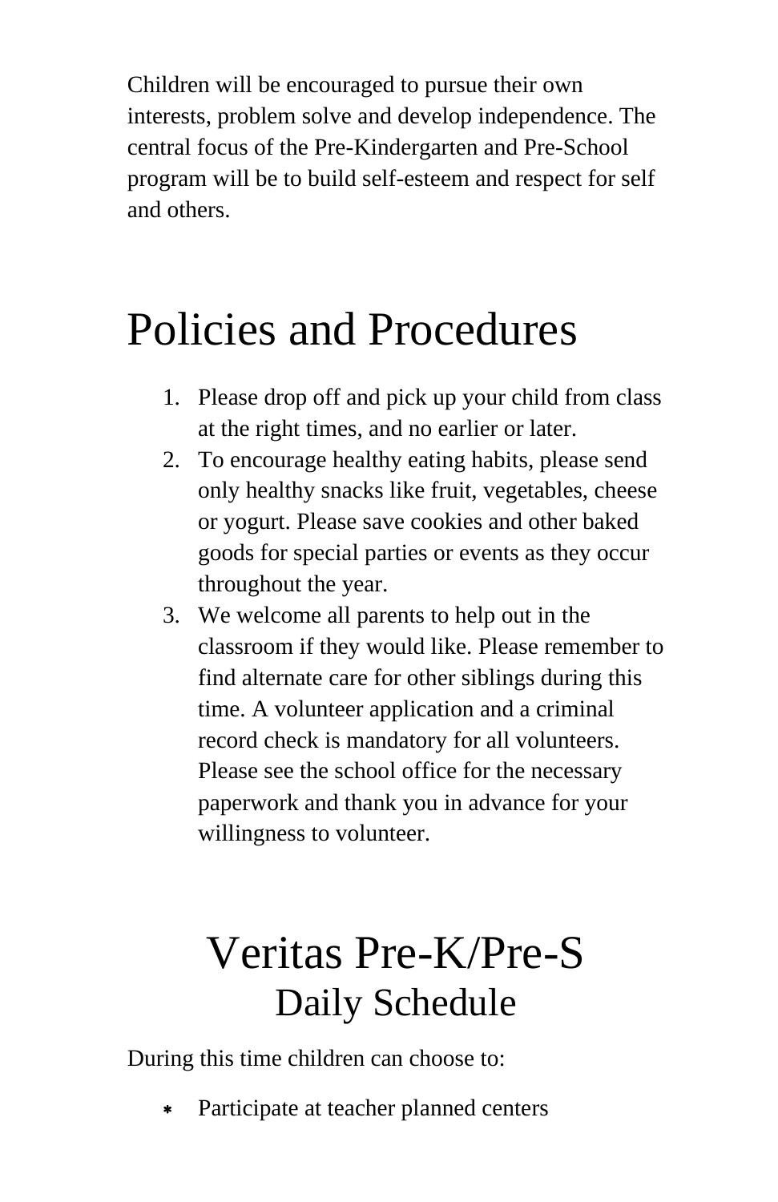Children will be encouraged to pursue their own interests, problem solve and develop independence. The central focus of the Pre-Kindergarten and Pre-School program will be to build self-esteem and respect for self and others.

# Policies and Procedures

1. Please drop off and pick up your child from class at the right times, and no earlier or later.
2. To encourage healthy eating habits, please send only healthy snacks like fruit, vegetables, cheese or yogurt. Please save cookies and other baked goods for special parties or events as they occur throughout the year.
3. We welcome all parents to help out in the classroom if they would like. Please remember to find alternate care for other siblings during this time. A volunteer application and a criminal record check is mandatory for all volunteers. Please see the school office for the necessary paperwork and thank you in advance for your willingness to volunteer.

# Veritas Pre-K/Pre-S

## Daily Schedule

During this time children can choose to:

- Participate at teacher planned centers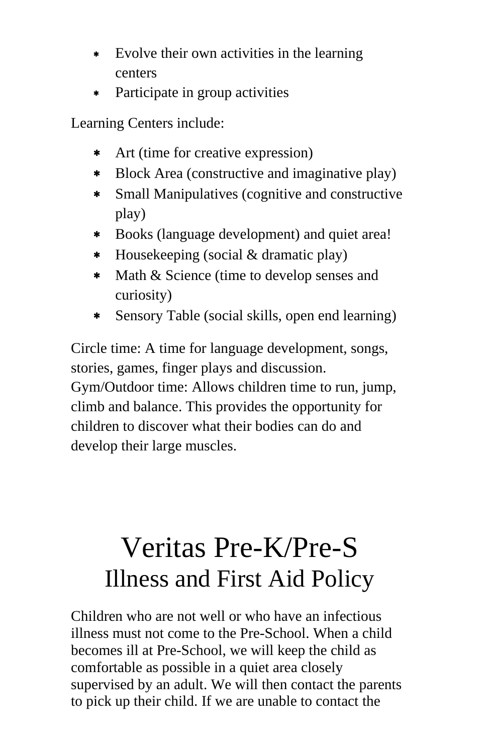- Evolve their own activities in the learning centers
- Participate in group activities

Learning Centers include:

- Art (time for creative expression)
- Block Area (constructive and imaginative play)
- Small Manipulatives (cognitive and constructive play)
- Books (language development) and quiet area!
- Housekeeping (social & dramatic play)
- Math & Science (time to develop senses and curiosity)
- Sensory Table (social skills, open end learning)

Circle time: A time for language development, songs, stories, games, finger plays and discussion.
Gym/Outdoor time: Allows children time to run, jump, climb and balance. This provides the opportunity for children to discover what their bodies can do and develop their large muscles.

# Veritas Pre-K/Pre-S
## Illness and First Aid Policy

Children who are not well or who have an infectious illness must not come to the Pre-School. When a child becomes ill at Pre-School, we will keep the child as comfortable as possible in a quiet area closely supervised by an adult. We will then contact the parents to pick up their child. If we are unable to contact the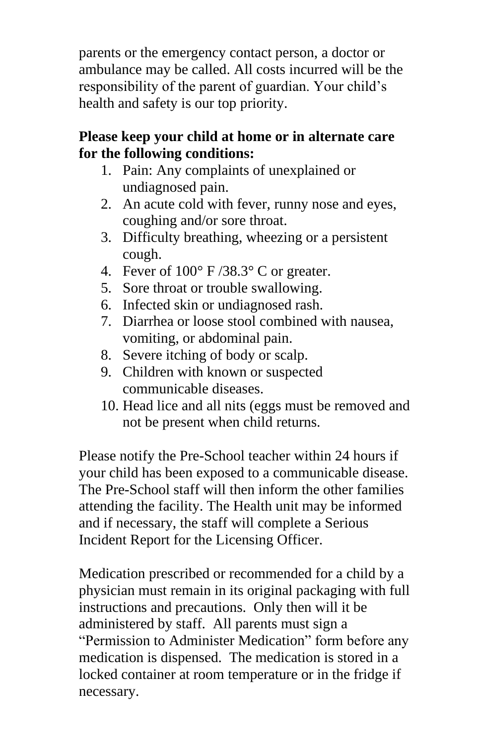parents or the emergency contact person, a doctor or ambulance may be called. All costs incurred will be the responsibility of the parent of guardian. Your child's health and safety is our top priority.

**Please keep your child at home or in alternate care for the following conditions:**

1. Pain: Any complaints of unexplained or undiagnosed pain.
2. An acute cold with fever, runny nose and eyes, coughing and/or sore throat.
3. Difficulty breathing, wheezing or a persistent cough.
4. Fever of 100° F /38.3° C or greater.
5. Sore throat or trouble swallowing.
6. Infected skin or undiagnosed rash.
7. Diarrhea or loose stool combined with nausea, vomiting, or abdominal pain.
8. Severe itching of body or scalp.
9. Children with known or suspected communicable diseases.
10. Head lice and all nits (eggs must be removed and not be present when child returns.

Please notify the Pre-School teacher within 24 hours if your child has been exposed to a communicable disease. The Pre-School staff will then inform the other families attending the facility. The Health unit may be informed and if necessary, the staff will complete a Serious Incident Report for the Licensing Officer.

Medication prescribed or recommended for a child by a physician must remain in its original packaging with full instructions and precautions. Only then will it be administered by staff. All parents must sign a "Permission to Administer Medication" form before any medication is dispensed. The medication is stored in a locked container at room temperature or in the fridge if necessary.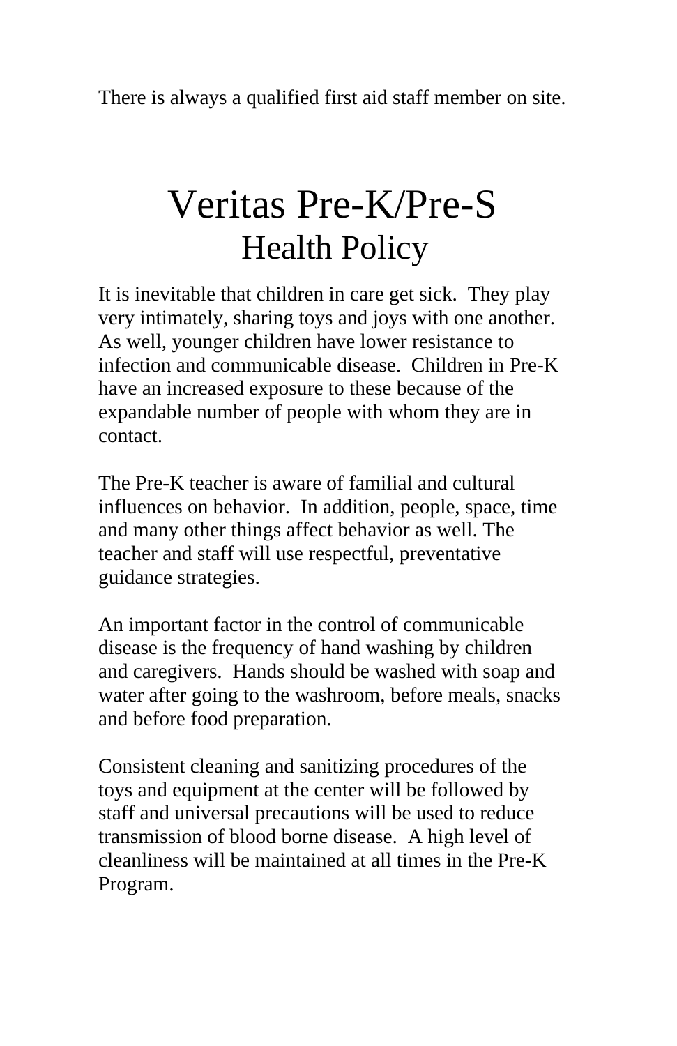There is always a qualified first aid staff member on site.

# Veritas Pre-K/Pre-S
## Health Policy

It is inevitable that children in care get sick. They play very intimately, sharing toys and joys with one another. As well, younger children have lower resistance to infection and communicable disease. Children in Pre-K have an increased exposure to these because of the expandable number of people with whom they are in contact.

The Pre-K teacher is aware of familial and cultural influences on behavior. In addition, people, space, time and many other things affect behavior as well. The teacher and staff will use respectful, preventative guidance strategies.

An important factor in the control of communicable disease is the frequency of hand washing by children and caregivers. Hands should be washed with soap and water after going to the washroom, before meals, snacks and before food preparation.

Consistent cleaning and sanitizing procedures of the toys and equipment at the center will be followed by staff and universal precautions will be used to reduce transmission of blood borne disease. A high level of cleanliness will be maintained at all times in the Pre-K Program.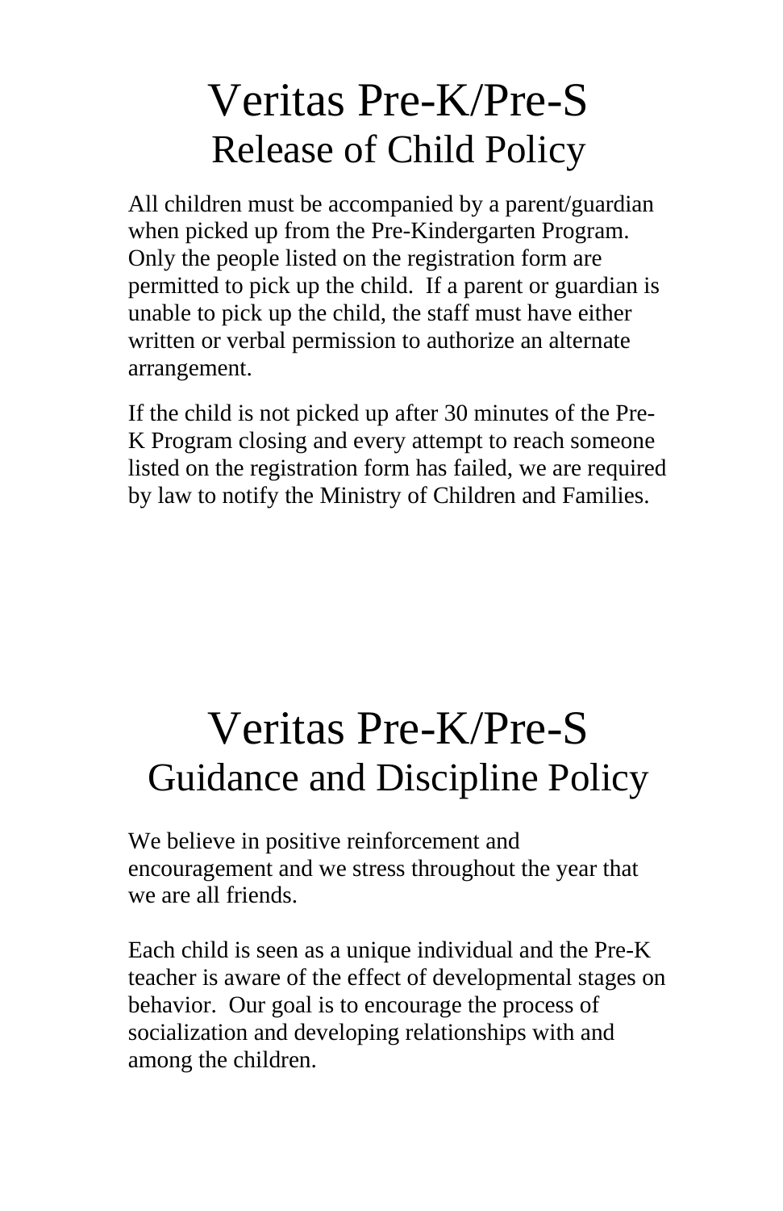# Veritas Pre-K/Pre-S

## Release of Child Policy

All children must be accompanied by a parent/guardian when picked up from the Pre-Kindergarten Program. Only the people listed on the registration form are permitted to pick up the child. If a parent or guardian is unable to pick up the child, the staff must have either written or verbal permission to authorize an alternate arrangement.

If the child is not picked up after 30 minutes of the Pre-K Program closing and every attempt to reach someone listed on the registration form has failed, we are required by law to notify the Ministry of Children and Families.

# Veritas Pre-K/Pre-S

## Guidance and Discipline Policy

We believe in positive reinforcement and encouragement and we stress throughout the year that we are all friends.

Each child is seen as a unique individual and the Pre-K teacher is aware of the effect of developmental stages on behavior. Our goal is to encourage the process of socialization and developing relationships with and among the children.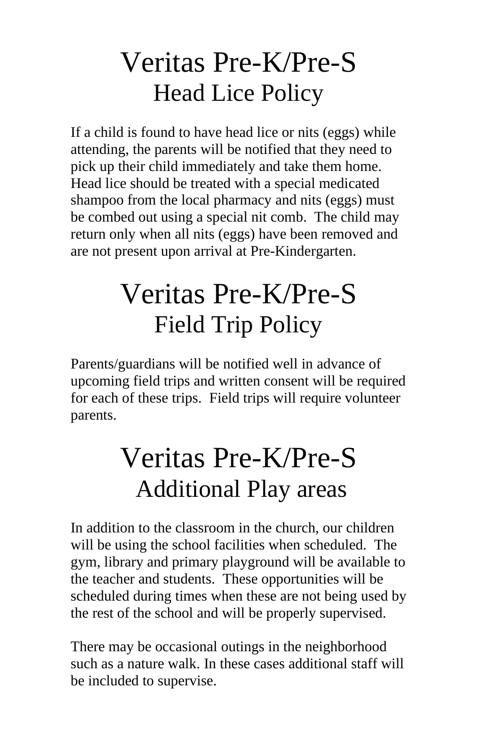# Veritas Pre-K/Pre-S
## Head Lice Policy

If a child is found to have head lice or nits (eggs) while attending, the parents will be notified that they need to pick up their child immediately and take them home. Head lice should be treated with a special medicated shampoo from the local pharmacy and nits (eggs) must be combed out using a special nit comb. The child may return only when all nits (eggs) have been removed and are not present upon arrival at Pre-Kindergarten.

# Veritas Pre-K/Pre-S
## Field Trip Policy

Parents/guardians will be notified well in advance of upcoming field trips and written consent will be required for each of these trips. Field trips will require volunteer parents.

# Veritas Pre-K/Pre-S
## Additional Play areas

In addition to the classroom in the church, our children will be using the school facilities when scheduled. The gym, library and primary playground will be available to the teacher and students. These opportunities will be scheduled during times when these are not being used by the rest of the school and will be properly supervised.

There may be occasional outings in the neighborhood such as a nature walk. In these cases additional staff will be included to supervise.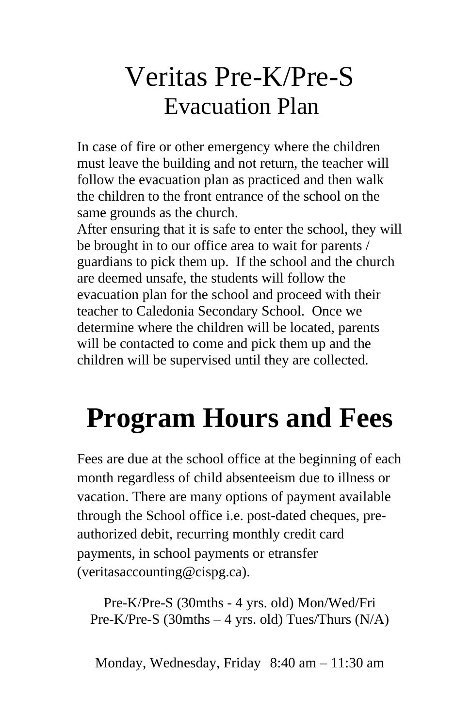# Veritas Pre-K/Pre-S

## Evacuation Plan

In case of fire or other emergency where the children must leave the building and not return, the teacher will follow the evacuation plan as practiced and then walk the children to the front entrance of the school on the same grounds as the church.
After ensuring that it is safe to enter the school, they will be brought in to our office area to wait for parents / guardians to pick them up. If the school and the church are deemed unsafe, the students will follow the evacuation plan for the school and proceed with their teacher to Caledonia Secondary School. Once we determine where the children will be located, parents will be contacted to come and pick them up and the children will be supervised until they are collected.

# Program Hours and Fees

Fees are due at the school office at the beginning of each month regardless of child absenteeism due to illness or vacation. There are many options of payment available through the School office i.e. post-dated cheques, pre-authorized debit, recurring monthly credit card payments, in school payments or etransfer (veritasaccounting@cispg.ca).

Pre-K/Pre-S (30mths - 4 yrs. old) Mon/Wed/Fri
Pre-K/Pre-S (30mths – 4 yrs. old) Tues/Thurs (N/A)

Monday, Wednesday, Friday 8:40 am – 11:30 am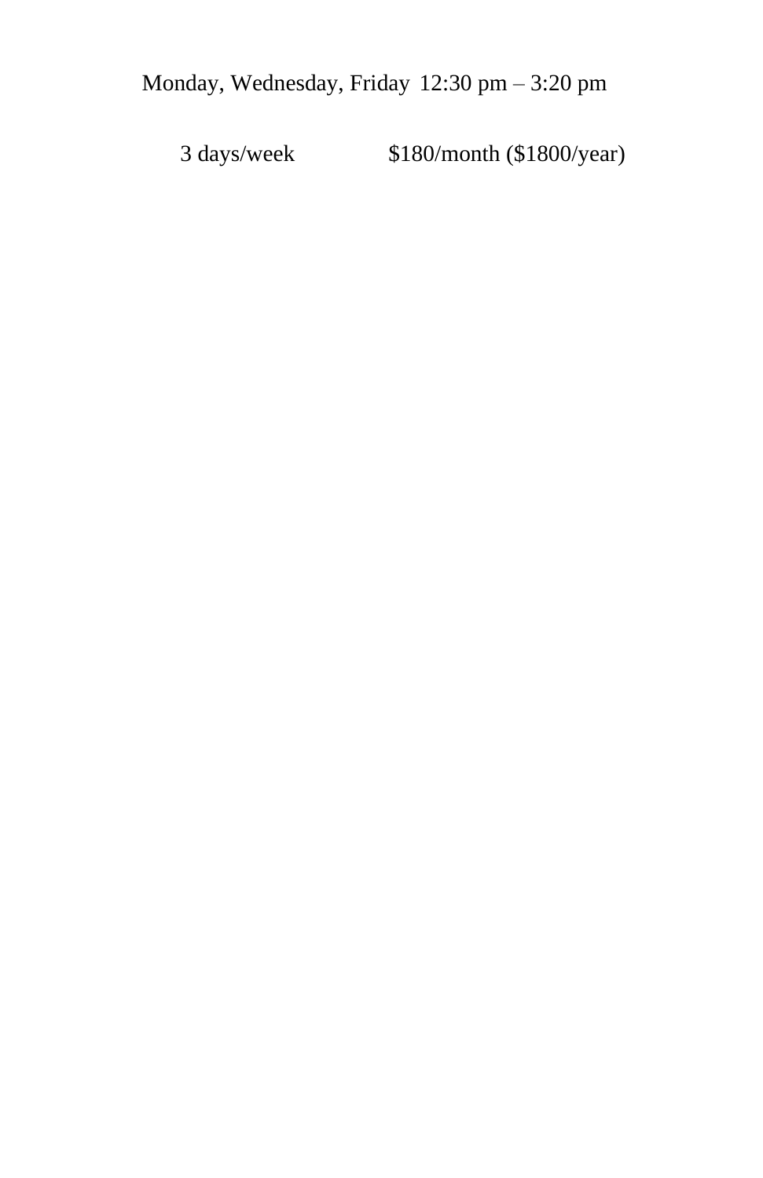Monday, Wednesday, Friday 12:30 pm – 3:20 pm

3 days/week $180/month ($1800/year)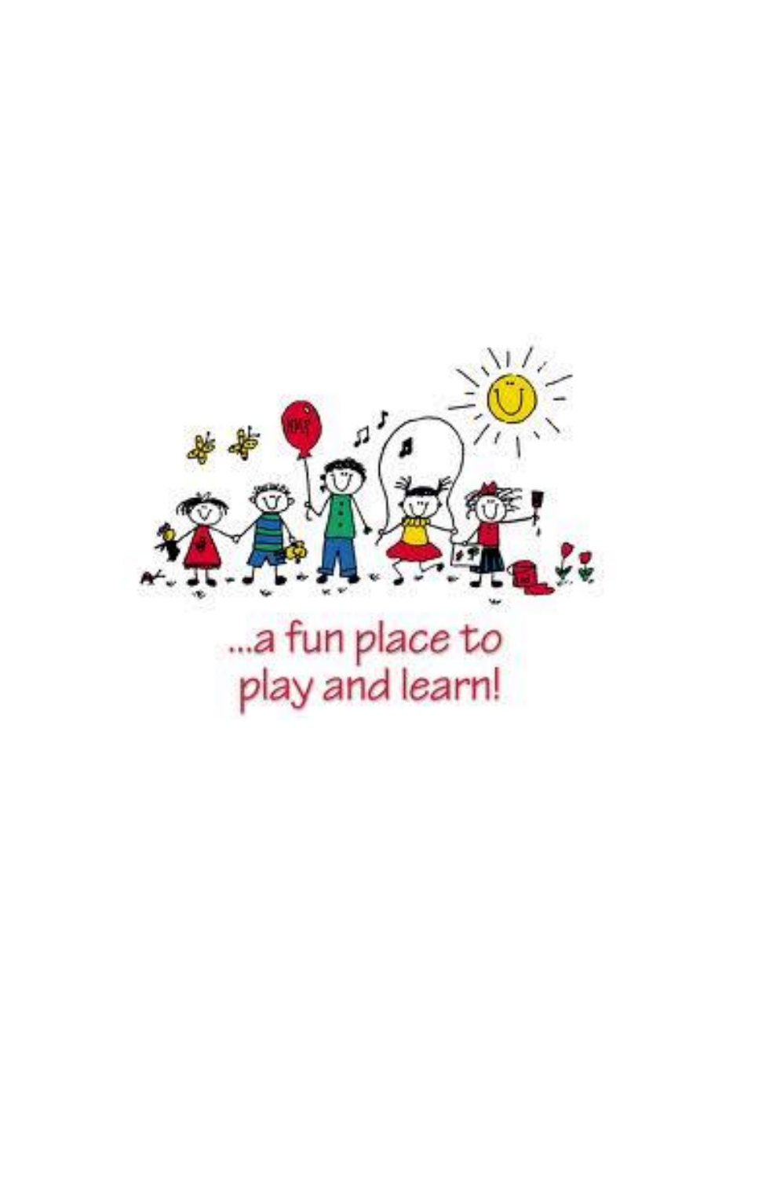...a fun place to
play and learn!